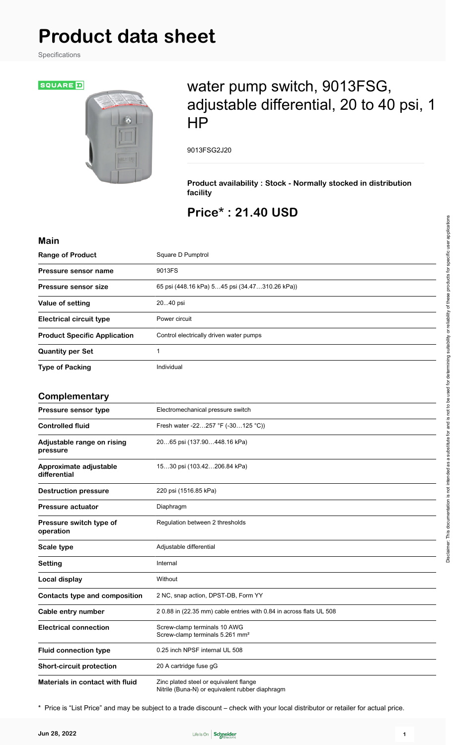# Product data sheet

Specifications

SQUARE D

## water pump switch, 9013FSG, adjustable differential, 20 to 40 psi, 1 HP

9013FSG2J20

**Product availability : Stock - Normally stocked in distribution facility**

## Price* : 21.40 USD

### Main

| | |
|---|---|
| **Range of Product** | Square D Pumptrol |
| **Pressure sensor name** | 9013FS |
| **Pressure sensor size** | 65 psi (448.16 kPa) 5…45 psi (34.47…310.26 kPa)) |
| **Value of setting** | 20...40 psi |
| **Electrical circuit type** | Power circuit |
| **Product Specific Application** | Control electrically driven water pumps |
| **Quantity per Set** | 1 |
| **Type of Packing** | Individual |

### Complementary

| | |
|---|---|
| **Pressure sensor type** | Electromechanical pressure switch |
| **Controlled fluid** | Fresh water -22…257 °F (-30…125 °C)) |
| **Adjustable range on rising pressure** | 20…65 psi (137.90…448.16 kPa) |
| **Approximate adjustable differential** | 15…30 psi (103.42…206.84 kPa) |
| **Destruction pressure** | 220 psi (1516.85 kPa) |
| **Pressure actuator** | Diaphragm |
| **Pressure switch type of operation** | Regulation between 2 thresholds |
| **Scale type** | Adjustable differential |
| **Setting** | Internal |
| **Local display** | Without |
| **Contacts type and composition** | 2 NC, snap action, DPST-DB, Form YY |
| **Cable entry number** | 2 0.88 in (22.35 mm) cable entries with 0.84 in across flats UL 508 |
| **Electrical connection** | Screw-clamp terminals 10 AWG<br>Screw-clamp terminals 5.261 mm² |
| **Fluid connection type** | 0.25 inch NPSF internal UL 508 |
| **Short-circuit protection** | 20 A cartridge fuse gG |
| **Materials in contact with fluid** | Zinc plated steel or equivalent flange<br>Nitrile (Buna-N) or equivalent rubber diaphragm |

* Price is "List Price" and may be subject to a trade discount – check with your local distributor or retailer for actual price.

Disclaimer: This documentation is not intended as a substitute for and is not to be used for determining suitability or reliability of these products for specific user applications

Jun 28, 2022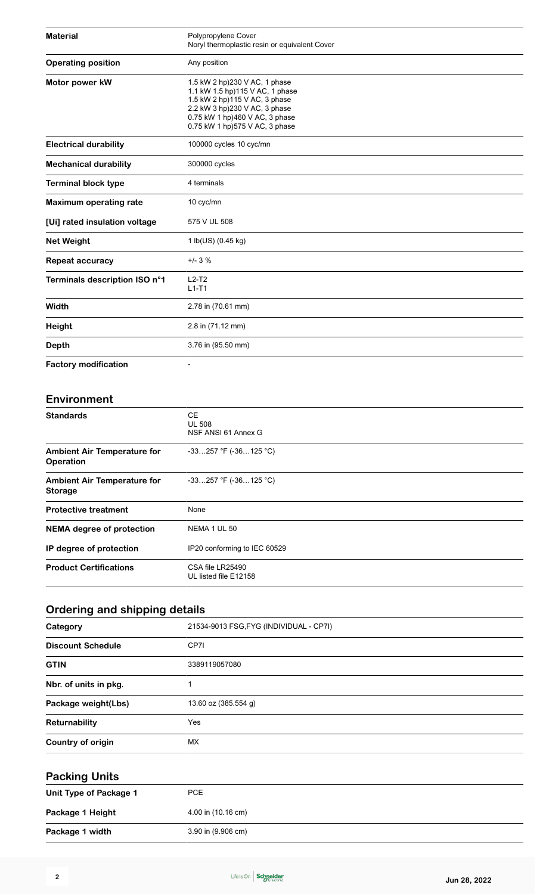| | |
|---|---|
| **Material** | Polypropylene Cover<br>Noryl thermoplastic resin or equivalent Cover |
| **Operating position** | Any position |
| **Motor power kW** | 1.5 kW 2 hp)230 V AC, 1 phase<br>1.1 kW 1.5 hp)115 V AC, 1 phase<br>1.5 kW 2 hp)115 V AC, 3 phase<br>2.2 kW 3 hp)230 V AC, 3 phase<br>0.75 kW 1 hp)460 V AC, 3 phase<br>0.75 kW 1 hp)575 V AC, 3 phase |
| **Electrical durability** | 100000 cycles 10 cyc/mn |
| **Mechanical durability** | 300000 cycles |
| **Terminal block type** | 4 terminals |
| **Maximum operating rate** | 10 cyc/mn |
| **[Ui] rated insulation voltage** | 575 V UL 508 |
| **Net Weight** | 1 lb(US) (0.45 kg) |
| **Repeat accuracy** | +/- 3 % |
| **Terminals description ISO n°1** | L2-T2<br>L1-T1 |
| **Width** | 2.78 in (70.61 mm) |
| **Height** | 2.8 in (71.12 mm) |
| **Depth** | 3.76 in (95.50 mm) |
| **Factory modification** | - |

## Environment

| | |
|---|---|
| **Standards** | CE<br>UL 508<br>NSF ANSI 61 Annex G |
| **Ambient Air Temperature for Operation** | -33…257 °F (-36…125 °C) |
| **Ambient Air Temperature for Storage** | -33…257 °F (-36…125 °C) |
| **Protective treatment** | None |
| **NEMA degree of protection** | NEMA 1 UL 50 |
| **IP degree of protection** | IP20 conforming to IEC 60529 |
| **Product Certifications** | CSA file LR25490<br>UL listed file E12158 |

## Ordering and shipping details

| | |
|---|---|
| **Category** | 21534-9013 FSG,FYG (INDIVIDUAL - CP7I) |
| **Discount Schedule** | CP7I |
| **GTIN** | 3389119057080 |
| **Nbr. of units in pkg.** | 1 |
| **Package weight(Lbs)** | 13.60 oz (385.554 g) |
| **Returnability** | Yes |
| **Country of origin** | MX |

## Packing Units

| | |
|---|---|
| **Unit Type of Package 1** | PCE |
| **Package 1 Height** | 4.00 in (10.16 cm) |
| **Package 1 width** | 3.90 in (9.906 cm) |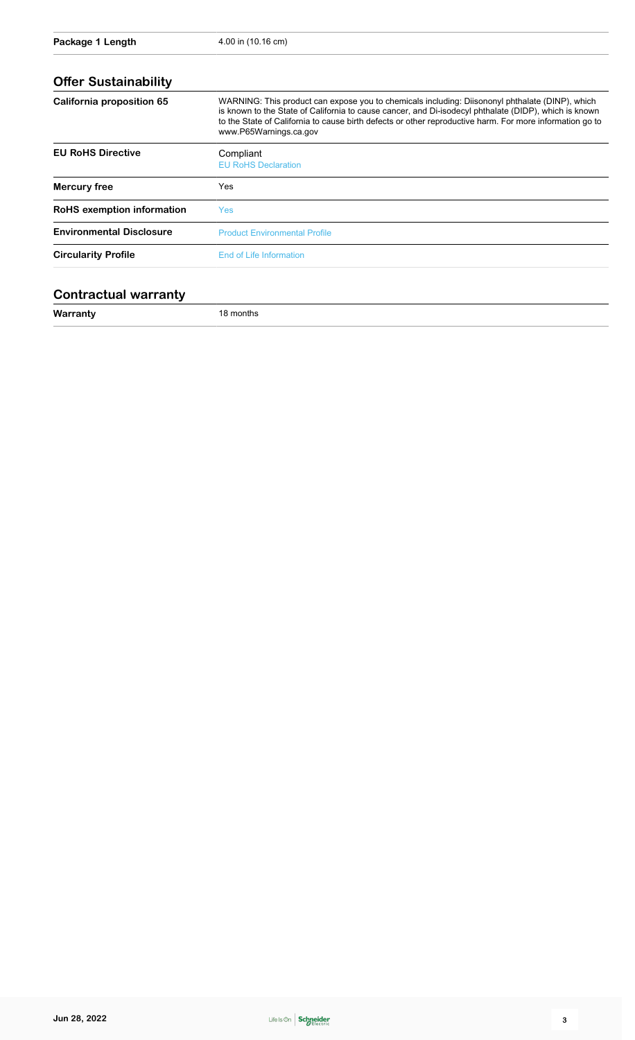| | |
|---|---|
| **Package 1 Length** | 4.00 in (10.16 cm) |

## Offer Sustainability

| | |
|---|---|
| **California proposition 65** | WARNING: This product can expose you to chemicals including: Diisononyl phthalate (DINP), which is known to the State of California to cause cancer, and Di-isodecyl phthalate (DIDP), which is known to the State of California to cause birth defects or other reproductive harm. For more information go to www.P65Warnings.ca.gov |
| **EU RoHS Directive** | Compliant<br>EU RoHS Declaration |
| **Mercury free** | Yes |
| **RoHS exemption information** | Yes |
| **Environmental Disclosure** | Product Environmental Profile |
| **Circularity Profile** | End of Life Information |

## Contractual warranty

| | |
|---|---|
| **Warranty** | 18 months |